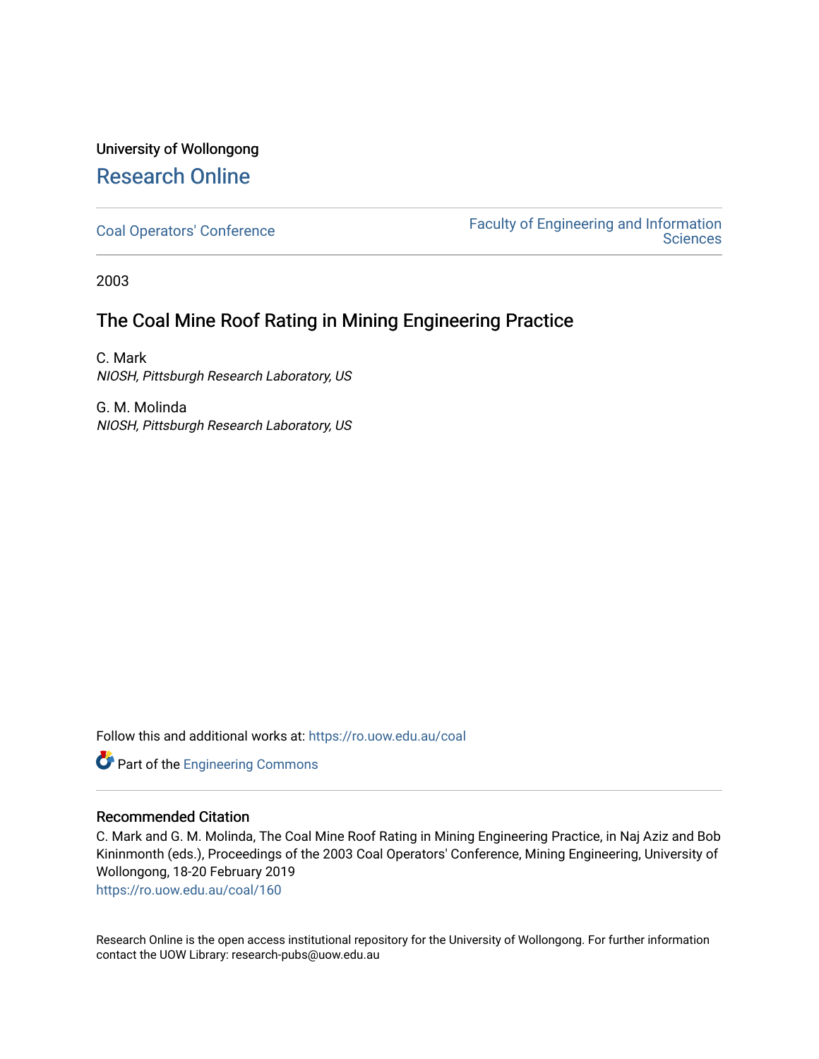University of Wollongong

# Research Online

Coal Operators' Conference

Faculty of Engineering and Information Sciences

2003

## The Coal Mine Roof Rating in Mining Engineering Practice

C. Mark
*NIOSH, Pittsburgh Research Laboratory, US*

G. M. Molinda
*NIOSH, Pittsburgh Research Laboratory, US*

Follow this and additional works at: https://ro.uow.edu.au/coal

Part of the Engineering Commons

### Recommended Citation

C. Mark and G. M. Molinda, The Coal Mine Roof Rating in Mining Engineering Practice, in Naj Aziz and Bob Kininmonth (eds.), Proceedings of the 2003 Coal Operators' Conference, Mining Engineering, University of Wollongong, 18-20 February 2019
https://ro.uow.edu.au/coal/160

Research Online is the open access institutional repository for the University of Wollongong. For further information contact the UOW Library: research-pubs@uow.edu.au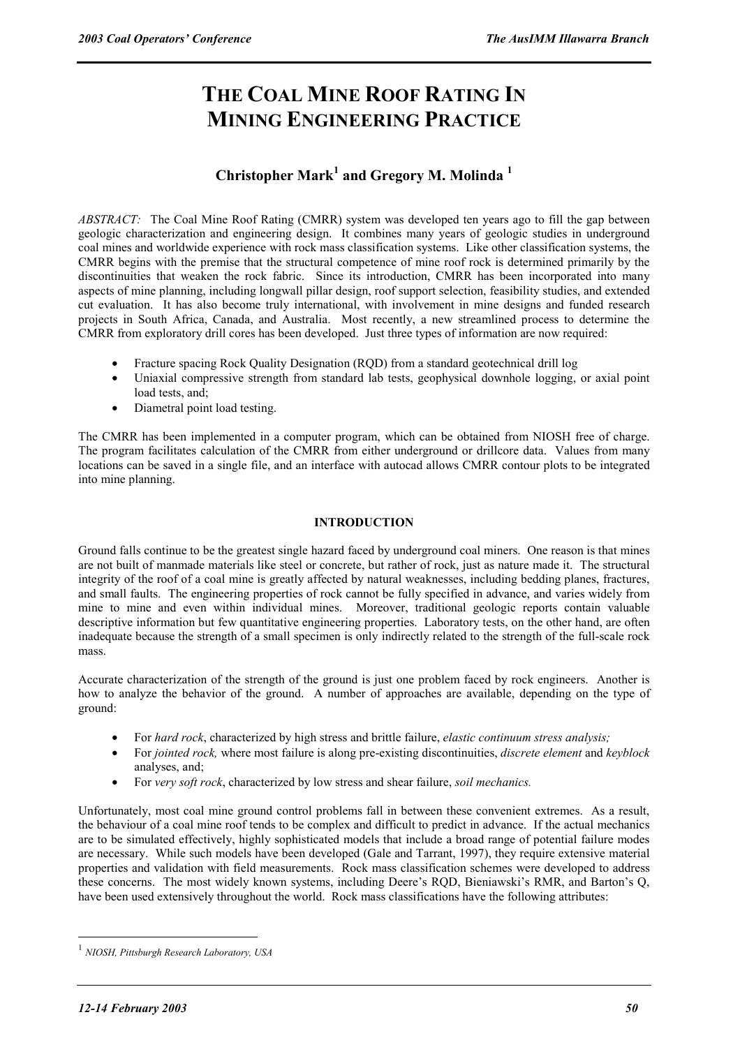# The Coal Mine Roof Rating In Mining Engineering Practice

## Christopher Mark[1] and Gregory M. Molinda [1]

*ABSTRACT:* The Coal Mine Roof Rating (CMRR) system was developed ten years ago to fill the gap between geologic characterization and engineering design. It combines many years of geologic studies in underground coal mines and worldwide experience with rock mass classification systems. Like other classification systems, the CMRR begins with the premise that the structural competence of mine roof rock is determined primarily by the discontinuities that weaken the rock fabric. Since its introduction, CMRR has been incorporated into many aspects of mine planning, including longwall pillar design, roof support selection, feasibility studies, and extended cut evaluation. It has also become truly international, with involvement in mine designs and funded research projects in South Africa, Canada, and Australia. Most recently, a new streamlined process to determine the CMRR from exploratory drill cores has been developed. Just three types of information are now required:

- Fracture spacing Rock Quality Designation (RQD) from a standard geotechnical drill log
- Uniaxial compressive strength from standard lab tests, geophysical downhole logging, or axial point load tests, and;
- Diametral point load testing.

The CMRR has been implemented in a computer program, which can be obtained from NIOSH free of charge. The program facilitates calculation of the CMRR from either underground or drillcore data. Values from many locations can be saved in a single file, and an interface with autocad allows CMRR contour plots to be integrated into mine planning.

## INTRODUCTION

Ground falls continue to be the greatest single hazard faced by underground coal miners. One reason is that mines are not built of manmade materials like steel or concrete, but rather of rock, just as nature made it. The structural integrity of the roof of a coal mine is greatly affected by natural weaknesses, including bedding planes, fractures, and small faults. The engineering properties of rock cannot be fully specified in advance, and varies widely from mine to mine and even within individual mines. Moreover, traditional geologic reports contain valuable descriptive information but few quantitative engineering properties. Laboratory tests, on the other hand, are often inadequate because the strength of a small specimen is only indirectly related to the strength of the full-scale rock mass.

Accurate characterization of the strength of the ground is just one problem faced by rock engineers. Another is how to analyze the behavior of the ground. A number of approaches are available, depending on the type of ground:

- For *hard rock*, characterized by high stress and brittle failure, *elastic continuum stress analysis;*
- For *jointed rock,* where most failure is along pre-existing discontinuities, *discrete element* and *keyblock* analyses, and;
- For *very soft rock*, characterized by low stress and shear failure, *soil mechanics.*

Unfortunately, most coal mine ground control problems fall in between these convenient extremes. As a result, the behaviour of a coal mine roof tends to be complex and difficult to predict in advance. If the actual mechanics are to be simulated effectively, highly sophisticated models that include a broad range of potential failure modes are necessary. While such models have been developed (Gale and Tarrant, 1997), they require extensive material properties and validation with field measurements. Rock mass classification schemes were developed to address these concerns. The most widely known systems, including Deere's RQD, Bieniawski's RMR, and Barton's Q, have been used extensively throughout the world. Rock mass classifications have the following attributes:

[1] *NIOSH, Pittsburgh Research Laboratory, USA*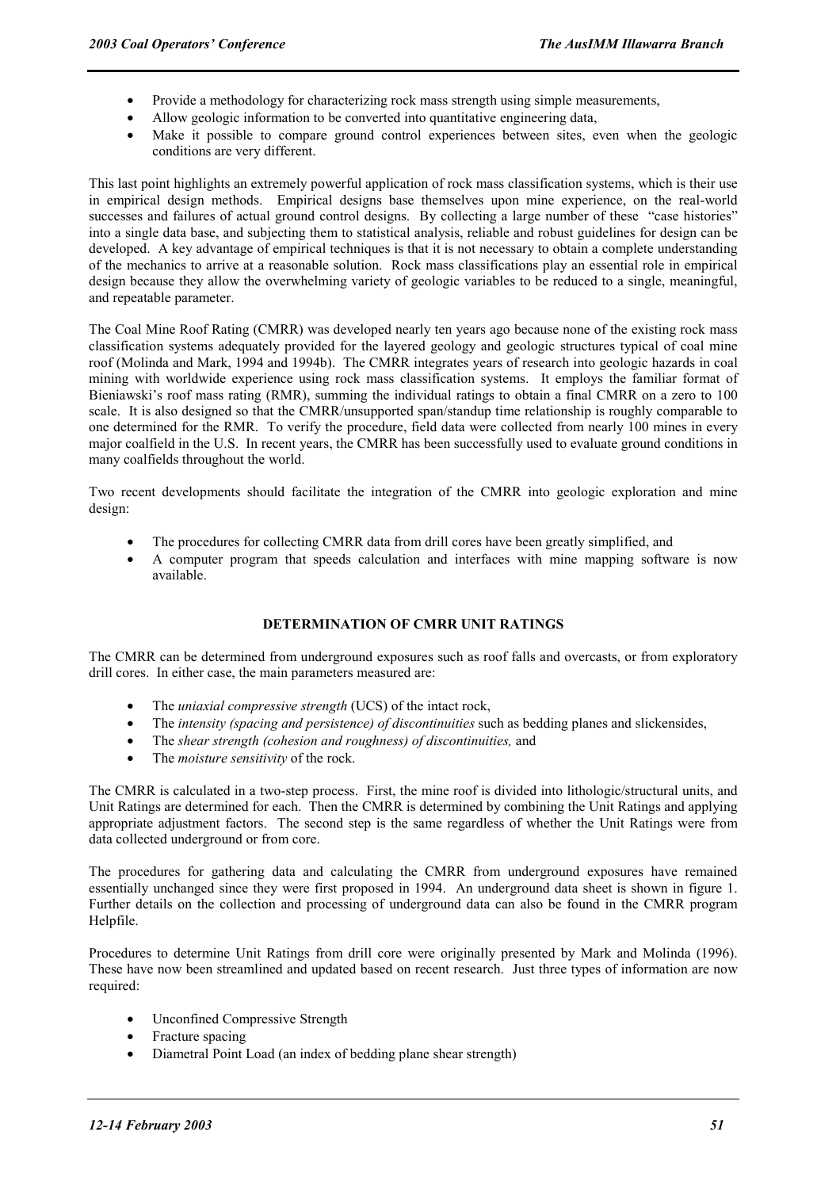- Provide a methodology for characterizing rock mass strength using simple measurements,
- Allow geologic information to be converted into quantitative engineering data,
- Make it possible to compare ground control experiences between sites, even when the geologic conditions are very different.

This last point highlights an extremely powerful application of rock mass classification systems, which is their use in empirical design methods. Empirical designs base themselves upon mine experience, on the real-world successes and failures of actual ground control designs. By collecting a large number of these "case histories" into a single data base, and subjecting them to statistical analysis, reliable and robust guidelines for design can be developed. A key advantage of empirical techniques is that it is not necessary to obtain a complete understanding of the mechanics to arrive at a reasonable solution. Rock mass classifications play an essential role in empirical design because they allow the overwhelming variety of geologic variables to be reduced to a single, meaningful, and repeatable parameter.

The Coal Mine Roof Rating (CMRR) was developed nearly ten years ago because none of the existing rock mass classification systems adequately provided for the layered geology and geologic structures typical of coal mine roof (Molinda and Mark, 1994 and 1994b). The CMRR integrates years of research into geologic hazards in coal mining with worldwide experience using rock mass classification systems. It employs the familiar format of Bieniawski's roof mass rating (RMR), summing the individual ratings to obtain a final CMRR on a zero to 100 scale. It is also designed so that the CMRR/unsupported span/standup time relationship is roughly comparable to one determined for the RMR. To verify the procedure, field data were collected from nearly 100 mines in every major coalfield in the U.S. In recent years, the CMRR has been successfully used to evaluate ground conditions in many coalfields throughout the world.

Two recent developments should facilitate the integration of the CMRR into geologic exploration and mine design:

- The procedures for collecting CMRR data from drill cores have been greatly simplified, and
- A computer program that speeds calculation and interfaces with mine mapping software is now available.

## DETERMINATION OF CMRR UNIT RATINGS

The CMRR can be determined from underground exposures such as roof falls and overcasts, or from exploratory drill cores. In either case, the main parameters measured are:

- The *uniaxial compressive strength* (UCS) of the intact rock,
- The *intensity (spacing and persistence) of discontinuities* such as bedding planes and slickensides,
- The *shear strength (cohesion and roughness) of discontinuities,* and
- The *moisture sensitivity* of the rock.

The CMRR is calculated in a two-step process. First, the mine roof is divided into lithologic/structural units, and Unit Ratings are determined for each. Then the CMRR is determined by combining the Unit Ratings and applying appropriate adjustment factors. The second step is the same regardless of whether the Unit Ratings were from data collected underground or from core.

The procedures for gathering data and calculating the CMRR from underground exposures have remained essentially unchanged since they were first proposed in 1994. An underground data sheet is shown in figure 1. Further details on the collection and processing of underground data can also be found in the CMRR program Helpfile.

Procedures to determine Unit Ratings from drill core were originally presented by Mark and Molinda (1996). These have now been streamlined and updated based on recent research. Just three types of information are now required:

- Unconfined Compressive Strength
- Fracture spacing
- Diametral Point Load (an index of bedding plane shear strength)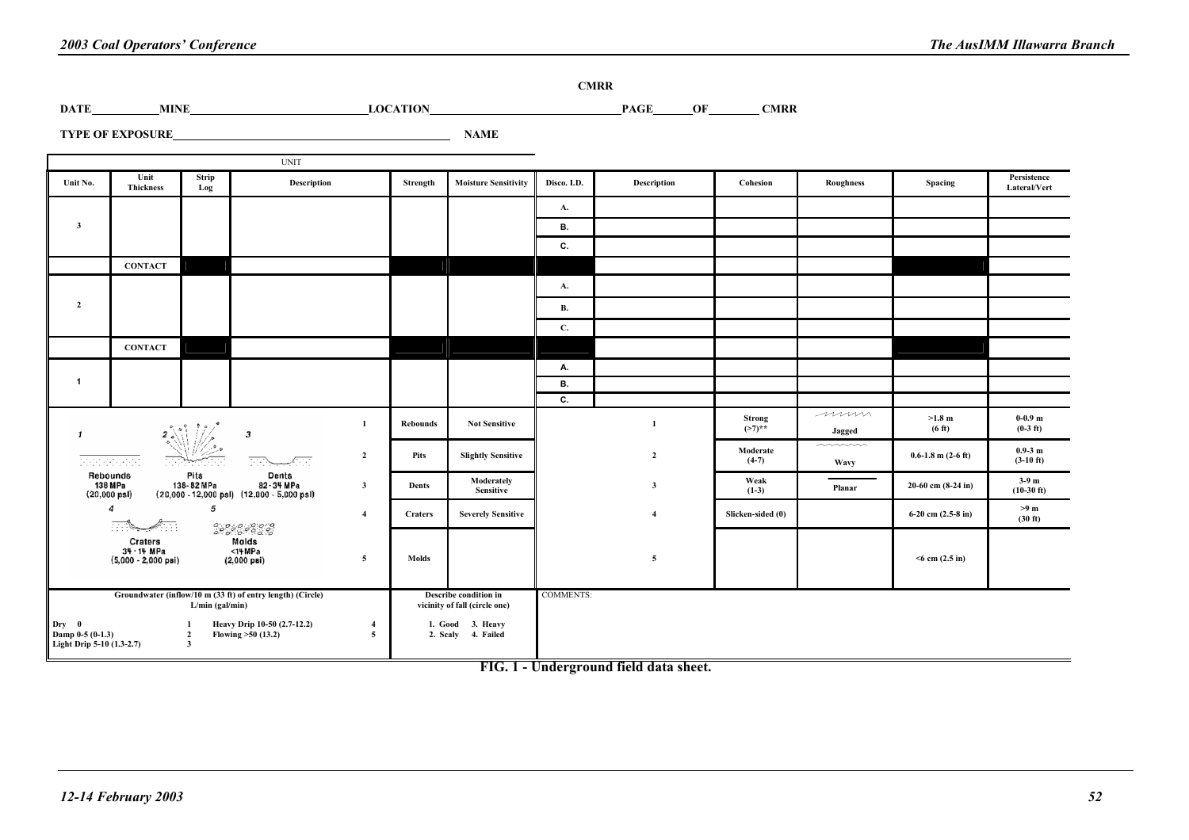**CMRR**

**DATE** ______ **MINE** ______ **LOCATION** ______ **PAGE** ____ **OF** ____ **CMRR**

**TYPE OF EXPOSURE** ______ **NAME**

| UNIT | | | | | | | | | | | |
|---|---|---|---|---|---|---|---|---|---|---|---|
| **Unit No.** | **Unit Thickness** | **Strip Log** | **Description** | **Strength** | **Moisture Sensitivity** | **Disco. I.D.** | **Description** | **Cohesion** | **Roughness** | **Spacing** | **Persistence Lateral/Vert** |
| **3** | | | | | | **A.** | | | | | |
| | | | | | | **B.** | | | | | |
| | | | | | | **C.** | | | | | |
| | **CONTACT** | | | | | | | | | | |
| **2** | | | | | | **A.** | | | | | |
| | | | | | | **B.** | | | | | |
| | | | | | | **C.** | | | | | |
| | **CONTACT** | | | | | | | | | | |
| **1** | | | | | | **A.** | | | | | |
| | | | | | | **B.** | | | | | |
| | | | | | | **C.** | | | | | |
| 1 Rebounds 138 MPa (20,000 psi) | | | **1** | **Rebounds** | **Not Sensitive** | | **1** | **Strong (>7)\*\*** | **Jagged** | **>1.8 m (6 ft)** | **0-0.9 m (0-3 ft)** |
| 2 Pits 138-82 MPa (20,000 - 12,000 psi) | | | **2** | **Pits** | **Slightly Sensitive** | | **2** | **Moderate (4-7)** | **Wavy** | **0.6-1.8 m (2-6 ft)** | **0.9-3 m (3-10 ft)** |
| 3 Dents 82-34 MPa (12,000 - 5,000 psi) | | | **3** | **Dents** | **Moderately Sensitive** | | **3** | **Weak (1-3)** | **Planar** | **20-60 cm (8-24 in)** | **3-9 m (10-30 ft)** |
| 4 Craters 34 - 14 MPa (5,000 - 2,000 psi) | | | **4** | **Craters** | **Severely Sensitive** | | **4** | **Slicken-sided (0)** | | **6-20 cm (2.5-8 in)** | **>9 m (30 ft)** |
| 5 Molds <14 MPa (2,000 psi) | | | **5** | **Molds** | | | **5** | | | **<6 cm (2.5 in)** | |

**Groundwater (inflow/10 m (33 ft) of entry length) (Circle) L/min (gal/min)**

| | | | |
|---|---|---|---|
| **Dry 0** | **1** | **Heavy Drip 10-50 (2.7-12.2)** | **4** |
| **Damp 0-5 (0-1.3)** | **2** | **Flowing >50 (13.2)** | **5** |
| **Light Drip 5-10 (1.3-2.7)** | **3** | | |

**Describe condition in vicinity of fall (circle one)**

**1. Good 2. Scaly 3. Heavy 4. Failed**

COMMENTS:

**FIG. 1 - Underground field data sheet.**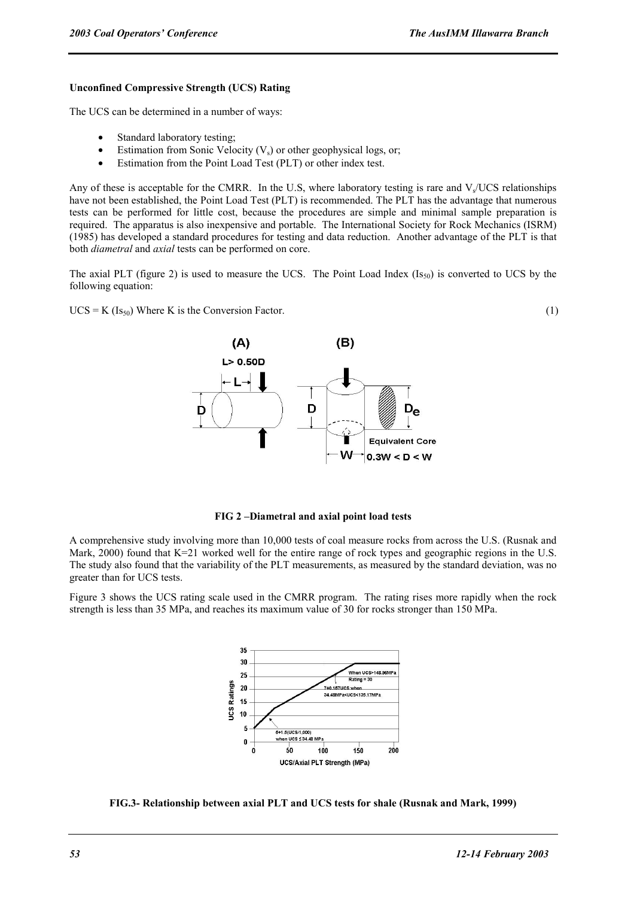**Unconfined Compressive Strength (UCS) Rating**

The UCS can be determined in a number of ways:

- Standard laboratory testing;
- Estimation from Sonic Velocity ($V_s$) or other geophysical logs, or;
- Estimation from the Point Load Test (PLT) or other index test.

Any of these is acceptable for the CMRR. In the U.S, where laboratory testing is rare and $V_s$/UCS relationships have not been established, the Point Load Test (PLT) is recommended. The PLT has the advantage that numerous tests can be performed for little cost, because the procedures are simple and minimal sample preparation is required. The apparatus is also inexpensive and portable. The International Society for Rock Mechanics (ISRM) (1985) has developed a standard procedures for testing and data reduction. Another advantage of the PLT is that both *diametral* and *axial* tests can be performed on core.

The axial PLT (figure 2) is used to measure the UCS. The Point Load Index ($Is_{50}$) is converted to UCS by the following equation:

$UCS = K (Is_{50})$ Where K is the Conversion Factor. (1)

**FIG 2 –Diametral and axial point load tests**

A comprehensive study involving more than 10,000 tests of coal measure rocks from across the U.S. (Rusnak and Mark, 2000) found that K=21 worked well for the entire range of rock types and geographic regions in the U.S. The study also found that the variability of the PLT measurements, as measured by the standard deviation, was no greater than for UCS tests.

Figure 3 shows the UCS rating scale used in the CMRR program. The rating rises more rapidly when the rock strength is less than 35 MPa, and reaches its maximum value of 30 for rocks stronger than 150 MPa.

**FIG.3- Relationship between axial PLT and UCS tests for shale (Rusnak and Mark, 1999)**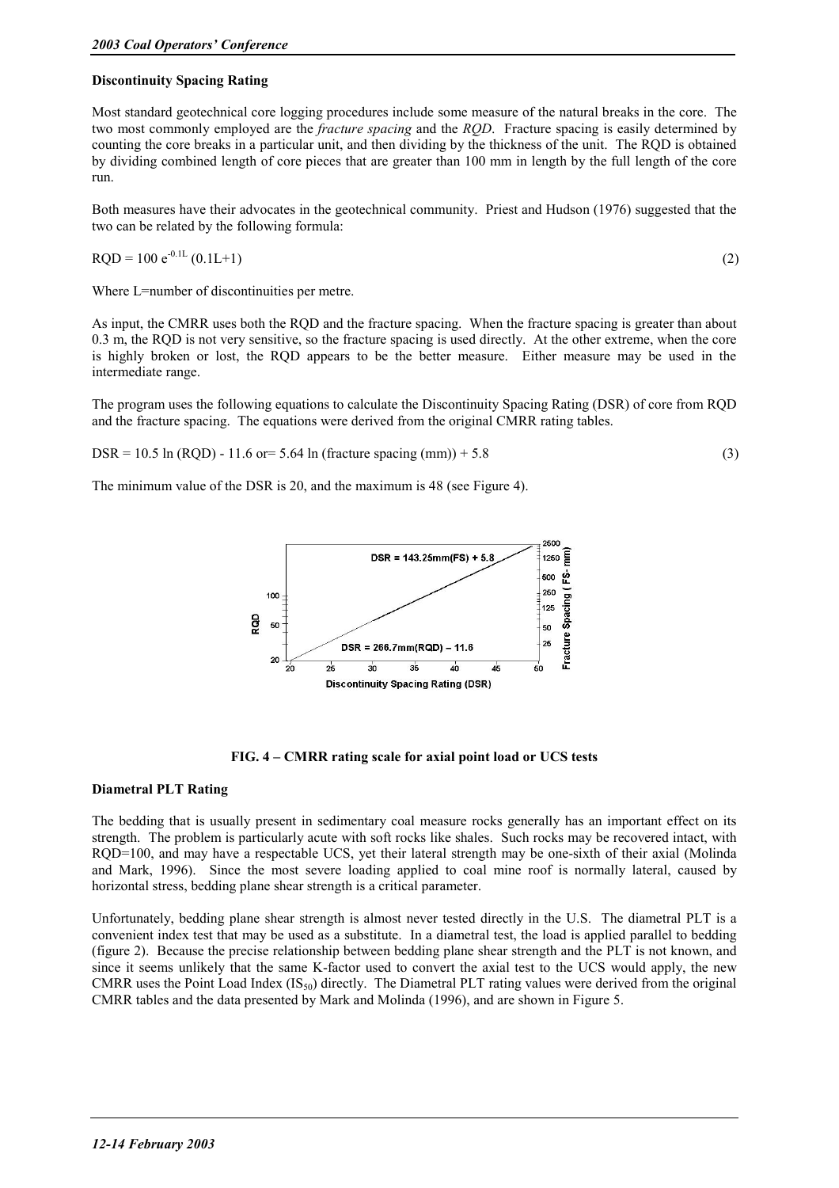#### Discontinuity Spacing Rating

Most standard geotechnical core logging procedures include some measure of the natural breaks in the core. The two most commonly employed are the *fracture spacing* and the *RQD*. Fracture spacing is easily determined by counting the core breaks in a particular unit, and then dividing by the thickness of the unit. The RQD is obtained by dividing combined length of core pieces that are greater than 100 mm in length by the full length of the core run.

Both measures have their advocates in the geotechnical community. Priest and Hudson (1976) suggested that the two can be related by the following formula:

$$RQD = 100\, e^{-0.1L}\,(0.1L+1) \tag{2}$$

Where L=number of discontinuities per metre.

As input, the CMRR uses both the RQD and the fracture spacing. When the fracture spacing is greater than about 0.3 m, the RQD is not very sensitive, so the fracture spacing is used directly. At the other extreme, when the core is highly broken or lost, the RQD appears to be the better measure. Either measure may be used in the intermediate range.

The program uses the following equations to calculate the Discontinuity Spacing Rating (DSR) of core from RQD and the fracture spacing. The equations were derived from the original CMRR rating tables.

$$DSR = 10.5 \ln (RQD) - 11.6 \text{ or} = 5.64 \ln (\text{fracture spacing (mm)}) + 5.8 \tag{3}$$

The minimum value of the DSR is 20, and the maximum is 48 (see Figure 4).

**FIG. 4 – CMRR rating scale for axial point load or UCS tests**

#### Diametral PLT Rating

The bedding that is usually present in sedimentary coal measure rocks generally has an important effect on its strength. The problem is particularly acute with soft rocks like shales. Such rocks may be recovered intact, with RQD=100, and may have a respectable UCS, yet their lateral strength may be one-sixth of their axial (Molinda and Mark, 1996). Since the most severe loading applied to coal mine roof is normally lateral, caused by horizontal stress, bedding plane shear strength is a critical parameter.

Unfortunately, bedding plane shear strength is almost never tested directly in the U.S. The diametral PLT is a convenient index test that may be used as a substitute. In a diametral test, the load is applied parallel to bedding (figure 2). Because the precise relationship between bedding plane shear strength and the PLT is not known, and since it seems unlikely that the same K-factor used to convert the axial test to the UCS would apply, the new CMRR uses the Point Load Index ($IS_{50}$) directly. The Diametral PLT rating values were derived from the original CMRR tables and the data presented by Mark and Molinda (1996), and are shown in Figure 5.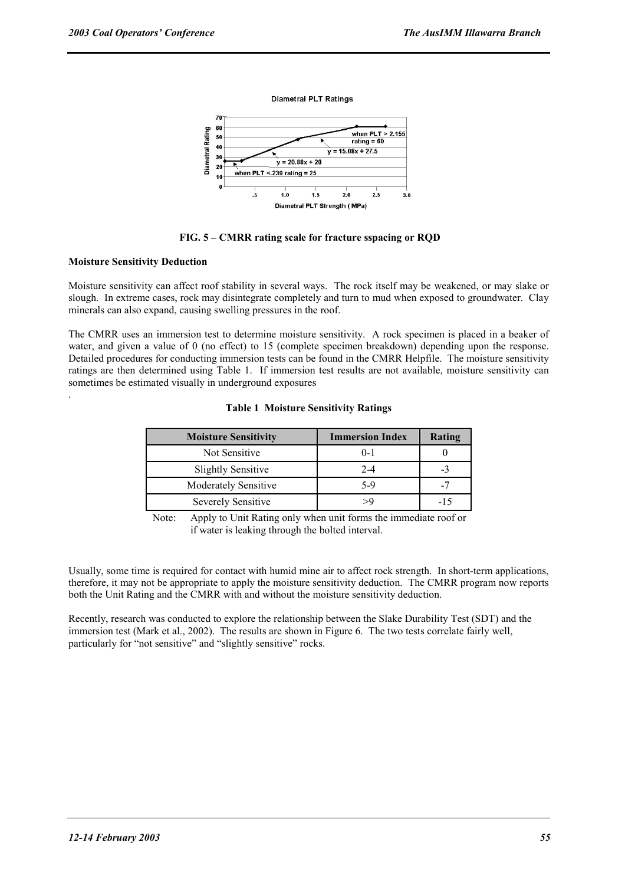FIG. 5 – CMRR rating scale for fracture sspacing or RQD

**Moisture Sensitivity Deduction**

Moisture sensitivity can affect roof stability in several ways. The rock itself may be weakened, or may slake or slough. In extreme cases, rock may disintegrate completely and turn to mud when exposed to groundwater. Clay minerals can also expand, causing swelling pressures in the roof.

The CMRR uses an immersion test to determine moisture sensitivity. A rock specimen is placed in a beaker of water, and given a value of 0 (no effect) to 15 (complete specimen breakdown) depending upon the response. Detailed procedures for conducting immersion tests can be found in the CMRR Helpfile. The moisture sensitivity ratings are then determined using Table 1. If immersion test results are not available, moisture sensitivity can sometimes be estimated visually in underground exposures

.

**Table 1 Moisture Sensitivity Ratings**

| Moisture Sensitivity | Immersion Index | Rating |
|---|---|---|
| Not Sensitive | 0-1 | 0 |
| Slightly Sensitive | 2-4 | -3 |
| Moderately Sensitive | 5-9 | -7 |
| Severely Sensitive | >9 | -15 |

Note: Apply to Unit Rating only when unit forms the immediate roof or if water is leaking through the bolted interval.

Usually, some time is required for contact with humid mine air to affect rock strength. In short-term applications, therefore, it may not be appropriate to apply the moisture sensitivity deduction. The CMRR program now reports both the Unit Rating and the CMRR with and without the moisture sensitivity deduction.

Recently, research was conducted to explore the relationship between the Slake Durability Test (SDT) and the immersion test (Mark et al., 2002). The results are shown in Figure 6. The two tests correlate fairly well, particularly for "not sensitive" and "slightly sensitive" rocks.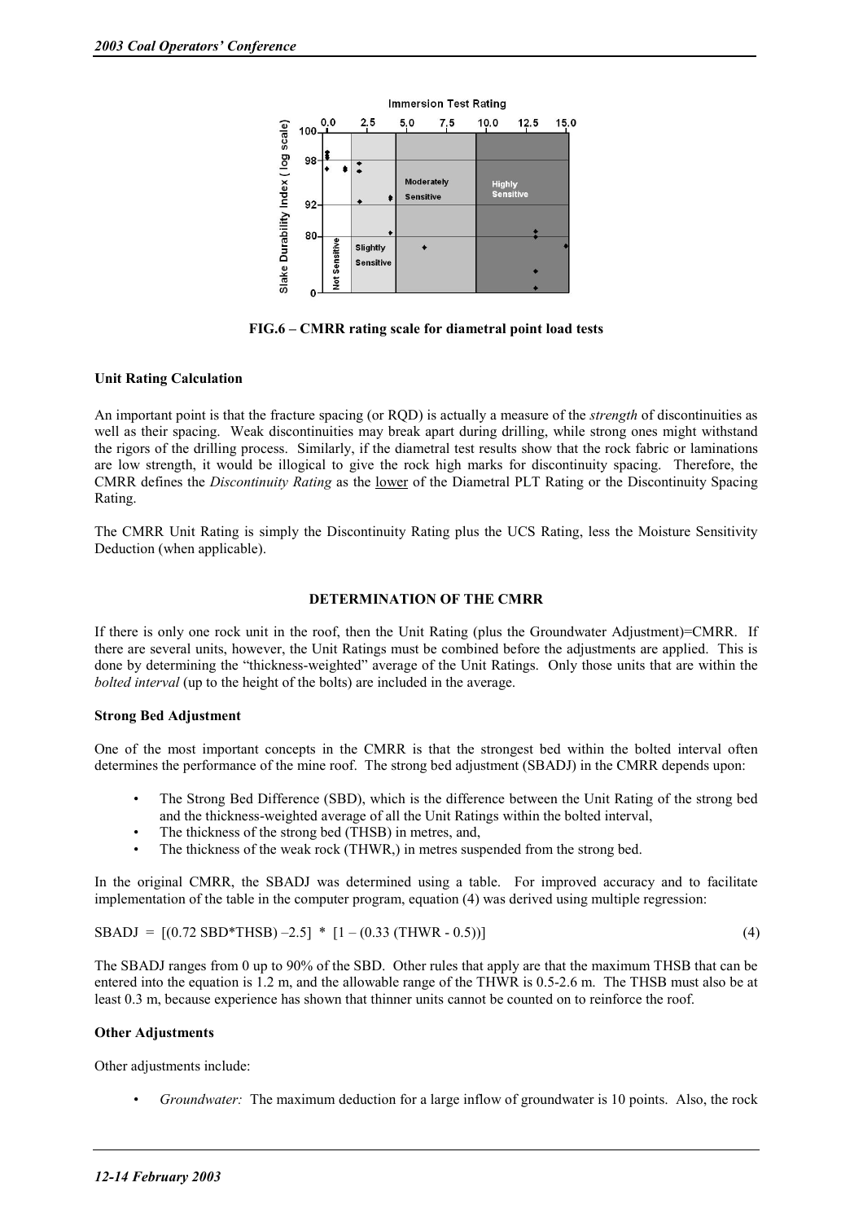FIG.6 – CMRR rating scale for diametral point load tests

### Unit Rating Calculation

An important point is that the fracture spacing (or RQD) is actually a measure of the *strength* of discontinuities as well as their spacing. Weak discontinuities may break apart during drilling, while strong ones might withstand the rigors of the drilling process. Similarly, if the diametral test results show that the rock fabric or laminations are low strength, it would be illogical to give the rock high marks for discontinuity spacing. Therefore, the CMRR defines the *Discontinuity Rating* as the lower of the Diametral PLT Rating or the Discontinuity Spacing Rating.

The CMRR Unit Rating is simply the Discontinuity Rating plus the UCS Rating, less the Moisture Sensitivity Deduction (when applicable).

## DETERMINATION OF THE CMRR

If there is only one rock unit in the roof, then the Unit Rating (plus the Groundwater Adjustment)=CMRR. If there are several units, however, the Unit Ratings must be combined before the adjustments are applied. This is done by determining the "thickness-weighted" average of the Unit Ratings. Only those units that are within the *bolted interval* (up to the height of the bolts) are included in the average.

### Strong Bed Adjustment

One of the most important concepts in the CMRR is that the strongest bed within the bolted interval often determines the performance of the mine roof. The strong bed adjustment (SBADJ) in the CMRR depends upon:

- The Strong Bed Difference (SBD), which is the difference between the Unit Rating of the strong bed and the thickness-weighted average of all the Unit Ratings within the bolted interval,
- The thickness of the strong bed (THSB) in metres, and,
- The thickness of the weak rock (THWR,) in metres suspended from the strong bed.

In the original CMRR, the SBADJ was determined using a table. For improved accuracy and to facilitate implementation of the table in the computer program, equation (4) was derived using multiple regression:

$$SBADJ = [(0.72\ SBD*THSB) - 2.5] * [1 - (0.33\ (THWR - 0.5))] \quad (4)$$

The SBADJ ranges from 0 up to 90% of the SBD. Other rules that apply are that the maximum THSB that can be entered into the equation is 1.2 m, and the allowable range of the THWR is 0.5-2.6 m. The THSB must also be at least 0.3 m, because experience has shown that thinner units cannot be counted on to reinforce the roof.

### Other Adjustments

Other adjustments include:

- *Groundwater:* The maximum deduction for a large inflow of groundwater is 10 points. Also, the rock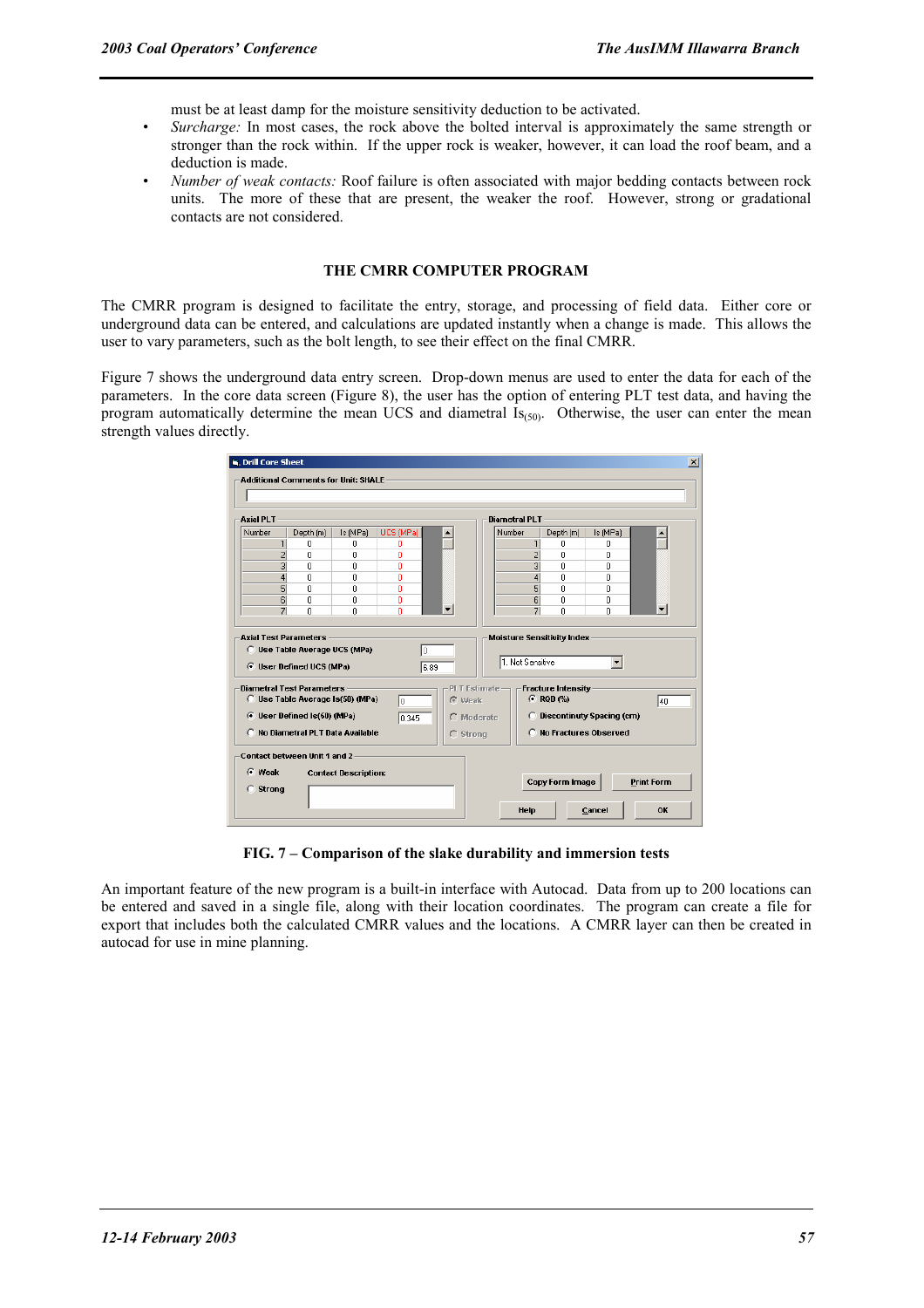must be at least damp for the moisture sensitivity deduction to be activated.

- *Surcharge:* In most cases, the rock above the bolted interval is approximately the same strength or stronger than the rock within. If the upper rock is weaker, however, it can load the roof beam, and a deduction is made.
- *Number of weak contacts:* Roof failure is often associated with major bedding contacts between rock units. The more of these that are present, the weaker the roof. However, strong or gradational contacts are not considered.

## THE CMRR COMPUTER PROGRAM

The CMRR program is designed to facilitate the entry, storage, and processing of field data. Either core or underground data can be entered, and calculations are updated instantly when a change is made. This allows the user to vary parameters, such as the bolt length, to see their effect on the final CMRR.

Figure 7 shows the underground data entry screen. Drop-down menus are used to enter the data for each of the parameters. In the core data screen (Figure 8), the user has the option of entering PLT test data, and having the program automatically determine the mean UCS and diametral $Is_{(50)}$. Otherwise, the user can enter the mean strength values directly.

**FIG. 7 – Comparison of the slake durability and immersion tests**

An important feature of the new program is a built-in interface with Autocad. Data from up to 200 locations can be entered and saved in a single file, along with their location coordinates. The program can create a file for export that includes both the calculated CMRR values and the locations. A CMRR layer can then be created in autocad for use in mine planning.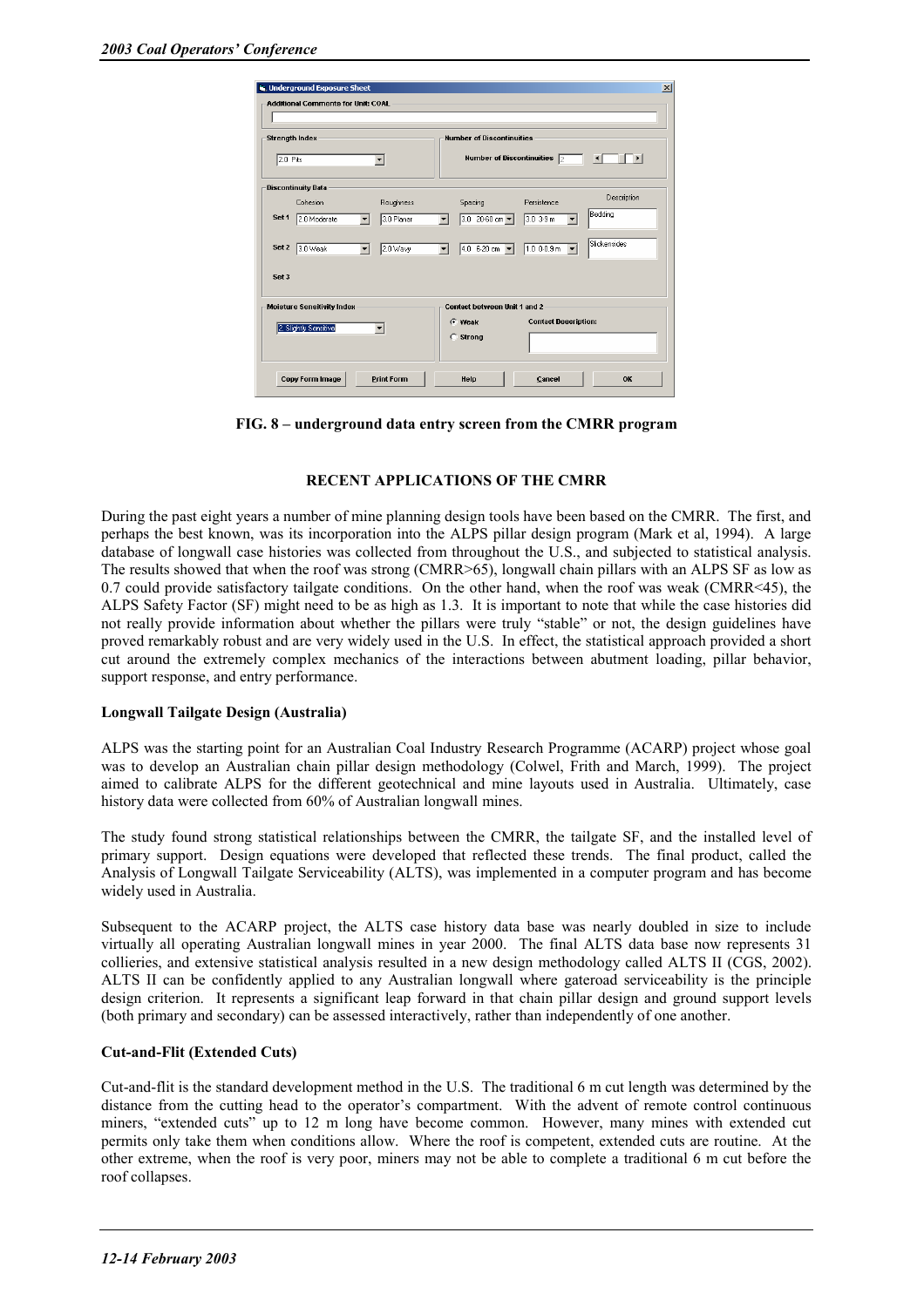FIG. 8 – underground data entry screen from the CMRR program

## RECENT APPLICATIONS OF THE CMRR

During the past eight years a number of mine planning design tools have been based on the CMRR. The first, and perhaps the best known, was its incorporation into the ALPS pillar design program (Mark et al, 1994). A large database of longwall case histories was collected from throughout the U.S., and subjected to statistical analysis. The results showed that when the roof was strong (CMRR>65), longwall chain pillars with an ALPS SF as low as 0.7 could provide satisfactory tailgate conditions. On the other hand, when the roof was weak (CMRR<45), the ALPS Safety Factor (SF) might need to be as high as 1.3. It is important to note that while the case histories did not really provide information about whether the pillars were truly "stable" or not, the design guidelines have proved remarkably robust and are very widely used in the U.S. In effect, the statistical approach provided a short cut around the extremely complex mechanics of the interactions between abutment loading, pillar behavior, support response, and entry performance.

### Longwall Tailgate Design (Australia)

ALPS was the starting point for an Australian Coal Industry Research Programme (ACARP) project whose goal was to develop an Australian chain pillar design methodology (Colwel, Frith and March, 1999). The project aimed to calibrate ALPS for the different geotechnical and mine layouts used in Australia. Ultimately, case history data were collected from 60% of Australian longwall mines.

The study found strong statistical relationships between the CMRR, the tailgate SF, and the installed level of primary support. Design equations were developed that reflected these trends. The final product, called the Analysis of Longwall Tailgate Serviceability (ALTS), was implemented in a computer program and has become widely used in Australia.

Subsequent to the ACARP project, the ALTS case history data base was nearly doubled in size to include virtually all operating Australian longwall mines in year 2000. The final ALTS data base now represents 31 collieries, and extensive statistical analysis resulted in a new design methodology called ALTS II (CGS, 2002). ALTS II can be confidently applied to any Australian longwall where gateroad serviceability is the principle design criterion. It represents a significant leap forward in that chain pillar design and ground support levels (both primary and secondary) can be assessed interactively, rather than independently of one another.

### Cut-and-Flit (Extended Cuts)

Cut-and-flit is the standard development method in the U.S. The traditional 6 m cut length was determined by the distance from the cutting head to the operator's compartment. With the advent of remote control continuous miners, "extended cuts" up to 12 m long have become common. However, many mines with extended cut permits only take them when conditions allow. Where the roof is competent, extended cuts are routine. At the other extreme, when the roof is very poor, miners may not be able to complete a traditional 6 m cut before the roof collapses.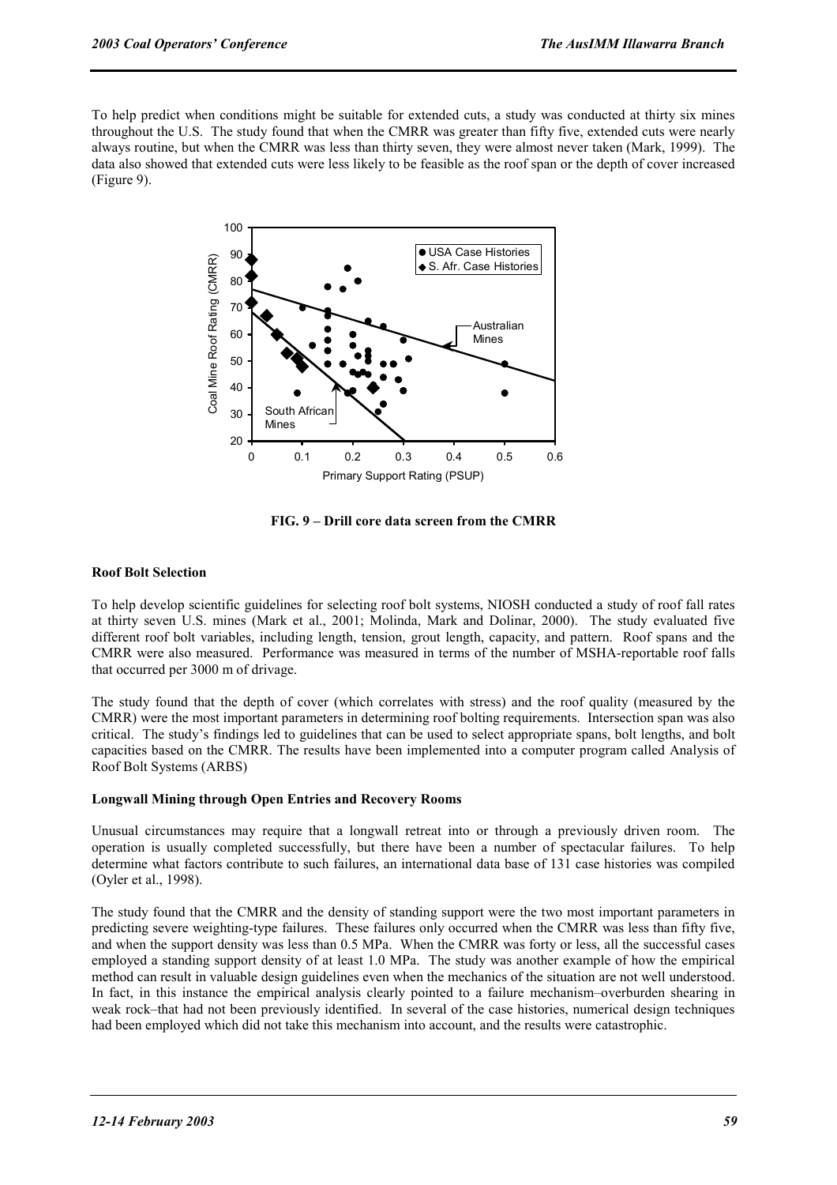To help predict when conditions might be suitable for extended cuts, a study was conducted at thirty six mines throughout the U.S. The study found that when the CMRR was greater than fifty five, extended cuts were nearly always routine, but when the CMRR was less than thirty seven, they were almost never taken (Mark, 1999). The data also showed that extended cuts were less likely to be feasible as the roof span or the depth of cover increased (Figure 9).

**FIG. 9 – Drill core data screen from the CMRR**

### Roof Bolt Selection

To help develop scientific guidelines for selecting roof bolt systems, NIOSH conducted a study of roof fall rates at thirty seven U.S. mines (Mark et al., 2001; Molinda, Mark and Dolinar, 2000). The study evaluated five different roof bolt variables, including length, tension, grout length, capacity, and pattern. Roof spans and the CMRR were also measured. Performance was measured in terms of the number of MSHA-reportable roof falls that occurred per 3000 m of drivage.

The study found that the depth of cover (which correlates with stress) and the roof quality (measured by the CMRR) were the most important parameters in determining roof bolting requirements. Intersection span was also critical. The study's findings led to guidelines that can be used to select appropriate spans, bolt lengths, and bolt capacities based on the CMRR. The results have been implemented into a computer program called Analysis of Roof Bolt Systems (ARBS)

### Longwall Mining through Open Entries and Recovery Rooms

Unusual circumstances may require that a longwall retreat into or through a previously driven room. The operation is usually completed successfully, but there have been a number of spectacular failures. To help determine what factors contribute to such failures, an international data base of 131 case histories was compiled (Oyler et al., 1998).

The study found that the CMRR and the density of standing support were the two most important parameters in predicting severe weighting-type failures. These failures only occurred when the CMRR was less than fifty five, and when the support density was less than 0.5 MPa. When the CMRR was forty or less, all the successful cases employed a standing support density of at least 1.0 MPa. The study was another example of how the empirical method can result in valuable design guidelines even when the mechanics of the situation are not well understood. In fact, in this instance the empirical analysis clearly pointed to a failure mechanism–overburden shearing in weak rock–that had not been previously identified. In several of the case histories, numerical design techniques had been employed which did not take this mechanism into account, and the results were catastrophic.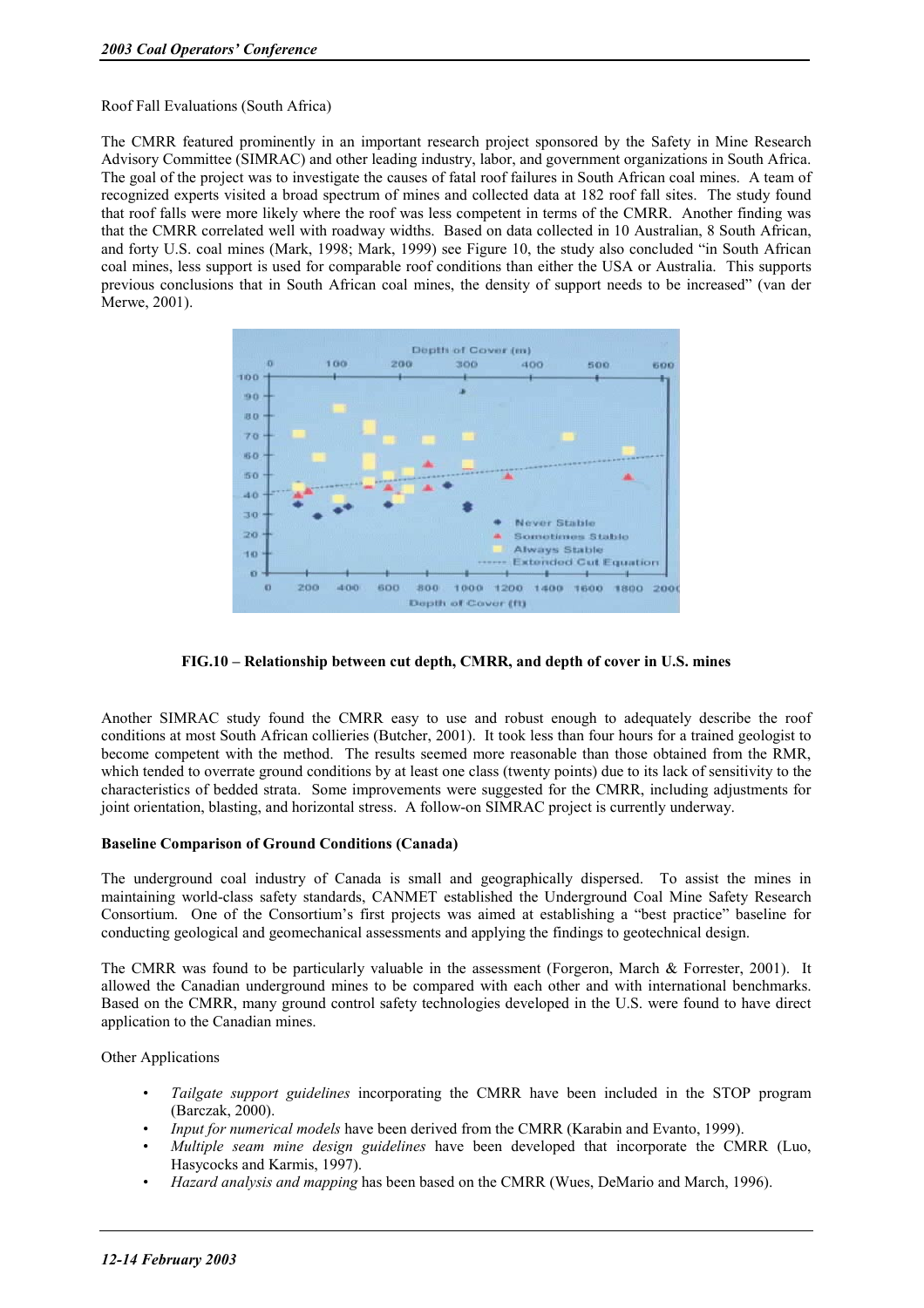Roof Fall Evaluations (South Africa)

The CMRR featured prominently in an important research project sponsored by the Safety in Mine Research Advisory Committee (SIMRAC) and other leading industry, labor, and government organizations in South Africa. The goal of the project was to investigate the causes of fatal roof failures in South African coal mines. A team of recognized experts visited a broad spectrum of mines and collected data at 182 roof fall sites. The study found that roof falls were more likely where the roof was less competent in terms of the CMRR. Another finding was that the CMRR correlated well with roadway widths. Based on data collected in 10 Australian, 8 South African, and forty U.S. coal mines (Mark, 1998; Mark, 1999) see Figure 10, the study also concluded "in South African coal mines, less support is used for comparable roof conditions than either the USA or Australia. This supports previous conclusions that in South African coal mines, the density of support needs to be increased" (van der Merwe, 2001).

**FIG.10 – Relationship between cut depth, CMRR, and depth of cover in U.S. mines**

Another SIMRAC study found the CMRR easy to use and robust enough to adequately describe the roof conditions at most South African collieries (Butcher, 2001). It took less than four hours for a trained geologist to become competent with the method. The results seemed more reasonable than those obtained from the RMR, which tended to overrate ground conditions by at least one class (twenty points) due to its lack of sensitivity to the characteristics of bedded strata. Some improvements were suggested for the CMRR, including adjustments for joint orientation, blasting, and horizontal stress. A follow-on SIMRAC project is currently underway.

**Baseline Comparison of Ground Conditions (Canada)**

The underground coal industry of Canada is small and geographically dispersed. To assist the mines in maintaining world-class safety standards, CANMET established the Underground Coal Mine Safety Research Consortium. One of the Consortium's first projects was aimed at establishing a "best practice" baseline for conducting geological and geomechanical assessments and applying the findings to geotechnical design.

The CMRR was found to be particularly valuable in the assessment (Forgeron, March & Forrester, 2001). It allowed the Canadian underground mines to be compared with each other and with international benchmarks. Based on the CMRR, many ground control safety technologies developed in the U.S. were found to have direct application to the Canadian mines.

Other Applications

- *Tailgate support guidelines* incorporating the CMRR have been included in the STOP program (Barczak, 2000).
- *Input for numerical models* have been derived from the CMRR (Karabin and Evanto, 1999).
- *Multiple seam mine design guidelines* have been developed that incorporate the CMRR (Luo, Hasycocks and Karmis, 1997).
- *Hazard analysis and mapping* has been based on the CMRR (Wues, DeMario and March, 1996).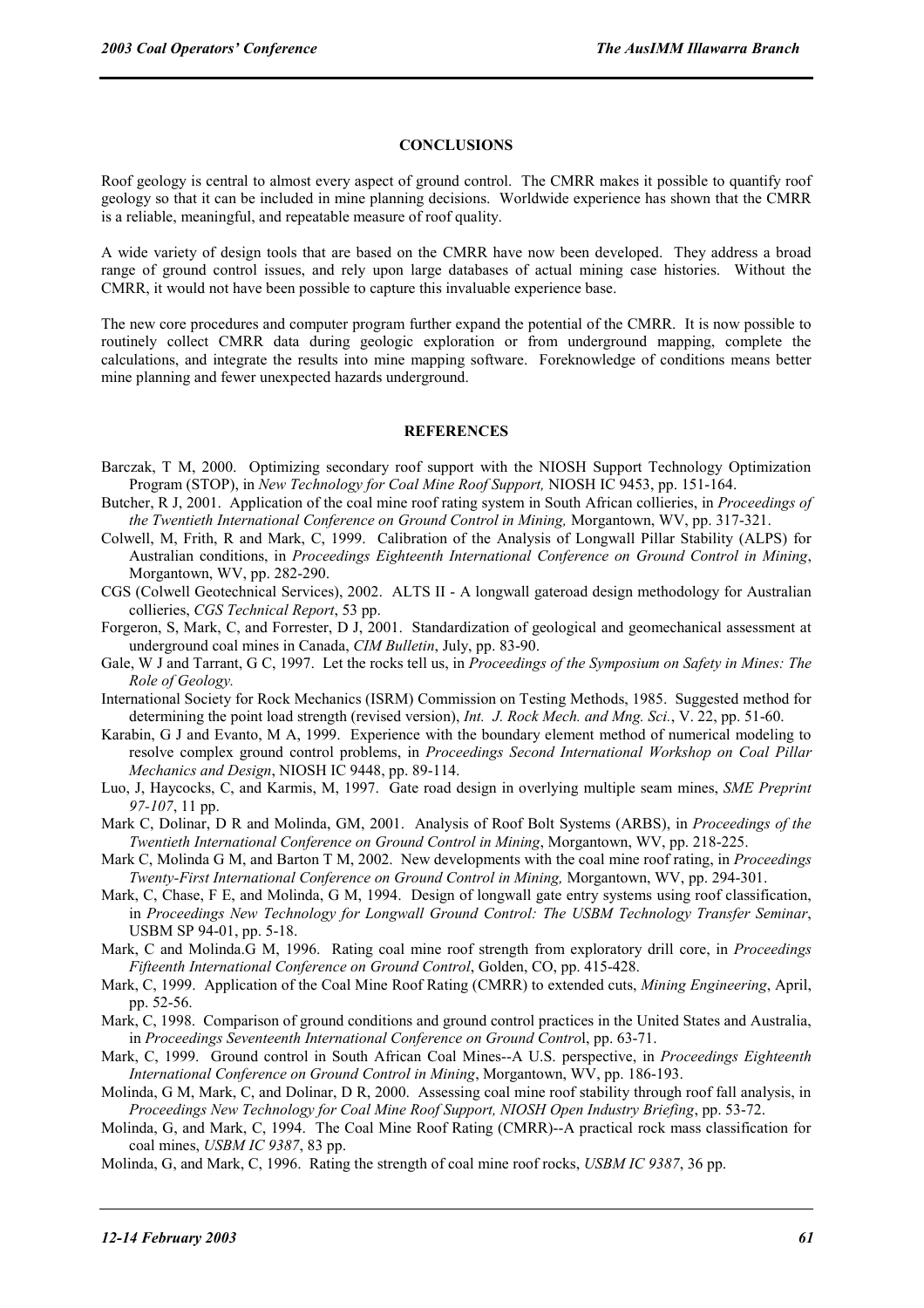## CONCLUSIONS

Roof geology is central to almost every aspect of ground control. The CMRR makes it possible to quantify roof geology so that it can be included in mine planning decisions. Worldwide experience has shown that the CMRR is a reliable, meaningful, and repeatable measure of roof quality.

A wide variety of design tools that are based on the CMRR have now been developed. They address a broad range of ground control issues, and rely upon large databases of actual mining case histories. Without the CMRR, it would not have been possible to capture this invaluable experience base.

The new core procedures and computer program further expand the potential of the CMRR. It is now possible to routinely collect CMRR data during geologic exploration or from underground mapping, complete the calculations, and integrate the results into mine mapping software. Foreknowledge of conditions means better mine planning and fewer unexpected hazards underground.

## REFERENCES

Barczak, T M, 2000. Optimizing secondary roof support with the NIOSH Support Technology Optimization Program (STOP), in *New Technology for Coal Mine Roof Support,* NIOSH IC 9453, pp. 151-164.

Butcher, R J, 2001. Application of the coal mine roof rating system in South African collieries, in *Proceedings of the Twentieth International Conference on Ground Control in Mining,* Morgantown, WV, pp. 317-321.

Colwell, M, Frith, R and Mark, C, 1999. Calibration of the Analysis of Longwall Pillar Stability (ALPS) for Australian conditions, in *Proceedings Eighteenth International Conference on Ground Control in Mining*, Morgantown, WV, pp. 282-290.

CGS (Colwell Geotechnical Services), 2002. ALTS II - A longwall gateroad design methodology for Australian collieries, *CGS Technical Report*, 53 pp.

Forgeron, S, Mark, C, and Forrester, D J, 2001. Standardization of geological and geomechanical assessment at underground coal mines in Canada, *CIM Bulletin*, July, pp. 83-90.

Gale, W J and Tarrant, G C, 1997. Let the rocks tell us, in *Proceedings of the Symposium on Safety in Mines: The Role of Geology.*

International Society for Rock Mechanics (ISRM) Commission on Testing Methods, 1985. Suggested method for determining the point load strength (revised version), *Int. J. Rock Mech. and Mng. Sci.*, V. 22, pp. 51-60.

Karabin, G J and Evanto, M A, 1999. Experience with the boundary element method of numerical modeling to resolve complex ground control problems, in *Proceedings Second International Workshop on Coal Pillar Mechanics and Design*, NIOSH IC 9448, pp. 89-114.

Luo, J, Haycocks, C, and Karmis, M, 1997. Gate road design in overlying multiple seam mines, *SME Preprint 97-107*, 11 pp.

Mark C, Dolinar, D R and Molinda, GM, 2001. Analysis of Roof Bolt Systems (ARBS), in *Proceedings of the Twentieth International Conference on Ground Control in Mining*, Morgantown, WV, pp. 218-225.

Mark C, Molinda G M, and Barton T M, 2002. New developments with the coal mine roof rating, in *Proceedings Twenty-First International Conference on Ground Control in Mining,* Morgantown, WV, pp. 294-301.

Mark, C, Chase, F E, and Molinda, G M, 1994. Design of longwall gate entry systems using roof classification, in *Proceedings New Technology for Longwall Ground Control: The USBM Technology Transfer Seminar*, USBM SP 94-01, pp. 5-18.

Mark, C and Molinda.G M, 1996. Rating coal mine roof strength from exploratory drill core, in *Proceedings Fifteenth International Conference on Ground Control*, Golden, CO, pp. 415-428.

Mark, C, 1999. Application of the Coal Mine Roof Rating (CMRR) to extended cuts, *Mining Engineering*, April, pp. 52-56.

Mark, C, 1998. Comparison of ground conditions and ground control practices in the United States and Australia, in *Proceedings Seventeenth International Conference on Ground Control*, pp. 63-71.

Mark, C, 1999. Ground control in South African Coal Mines--A U.S. perspective, in *Proceedings Eighteenth International Conference on Ground Control in Mining*, Morgantown, WV, pp. 186-193.

Molinda, G M, Mark, C, and Dolinar, D R, 2000. Assessing coal mine roof stability through roof fall analysis, in *Proceedings New Technology for Coal Mine Roof Support, NIOSH Open Industry Briefing*, pp. 53-72.

Molinda, G, and Mark, C, 1994. The Coal Mine Roof Rating (CMRR)--A practical rock mass classification for coal mines, *USBM IC 9387*, 83 pp.

Molinda, G, and Mark, C, 1996. Rating the strength of coal mine roof rocks, *USBM IC 9387*, 36 pp.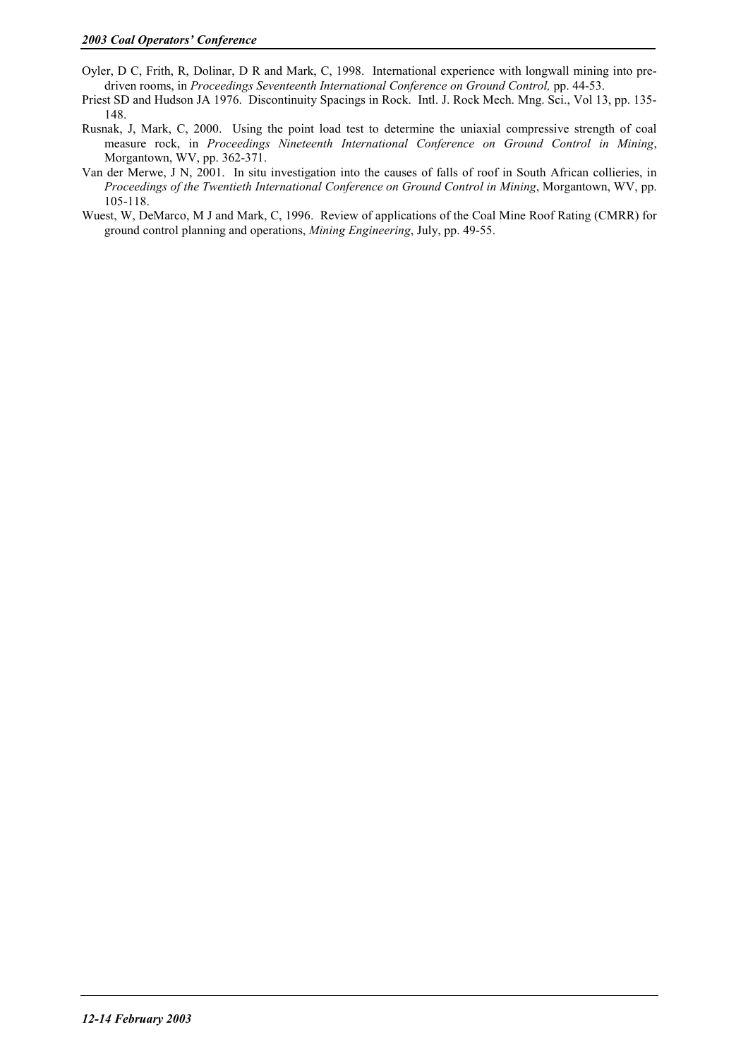Oyler, D C, Frith, R, Dolinar, D R and Mark, C, 1998. International experience with longwall mining into pre-driven rooms, in *Proceedings Seventeenth International Conference on Ground Control,* pp. 44-53.

Priest SD and Hudson JA 1976. Discontinuity Spacings in Rock. Intl. J. Rock Mech. Mng. Sci., Vol 13, pp. 135-148.

Rusnak, J, Mark, C, 2000. Using the point load test to determine the uniaxial compressive strength of coal measure rock, in *Proceedings Nineteenth International Conference on Ground Control in Mining*, Morgantown, WV, pp. 362-371.

Van der Merwe, J N, 2001. In situ investigation into the causes of falls of roof in South African collieries, in *Proceedings of the Twentieth International Conference on Ground Control in Mining*, Morgantown, WV, pp. 105-118.

Wuest, W, DeMarco, M J and Mark, C, 1996. Review of applications of the Coal Mine Roof Rating (CMRR) for ground control planning and operations, *Mining Engineering*, July, pp. 49-55.